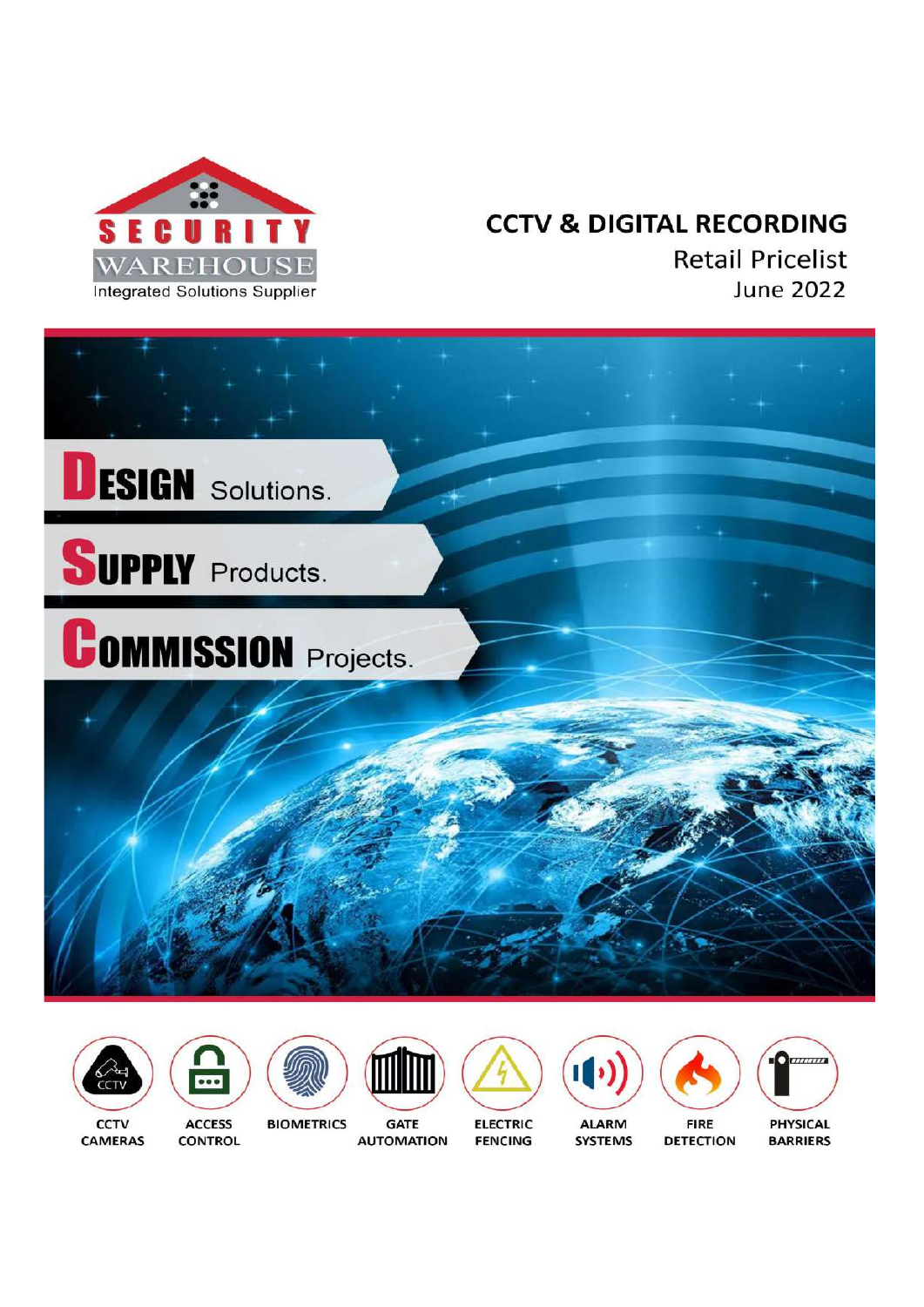SECURITY WAREHOUSE

Integrated Solutions Supplier

# CCTV & DIGITAL RECORDING

Retail Pricelist

June 2022

**DESIGN** Solutions.

**SUPPLY** Products.

**COMMISSION** Projects.

CCTV CAMERAS | ACCESS CONTROL | BIOMETRICS | GATE AUTOMATION | ELECTRIC FENCING | ALARM SYSTEMS | FIRE DETECTION | PHYSICAL BARRIERS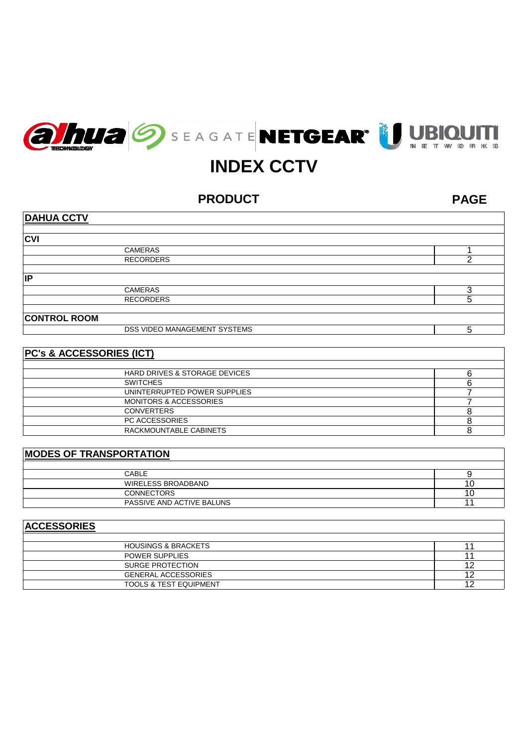# INDEX CCTV

| PRODUCT | PAGE |
|---|---|
| **DAHUA CCTV** | |
| **CVI** | |
| CAMERAS | 1 |
| RECORDERS | 2 |
| **IP** | |
| CAMERAS | 3 |
| RECORDERS | 5 |
| **CONTROL ROOM** | |
| DSS VIDEO MANAGEMENT SYSTEMS | 5 |

| **PC's & ACCESSORIES (ICT)** | |
|---|---|
| HARD DRIVES & STORAGE DEVICES | 6 |
| SWITCHES | 6 |
| UNINTERRUPTED POWER SUPPLIES | 7 |
| MONITORS & ACCESSORIES | 7 |
| CONVERTERS | 8 |
| PC ACCESSORIES | 8 |
| RACKMOUNTABLE CABINETS | 8 |

| **MODES OF TRANSPORTATION** | |
|---|---|
| CABLE | 9 |
| WIRELESS BROADBAND | 10 |
| CONNECTORS | 10 |
| PASSIVE AND ACTIVE BALUNS | 11 |

| **ACCESSORIES** | |
|---|---|
| HOUSINGS & BRACKETS | 11 |
| POWER SUPPLIES | 11 |
| SURGE PROTECTION | 12 |
| GENERAL ACCESSORIES | 12 |
| TOOLS & TEST EQUIPMENT | 12 |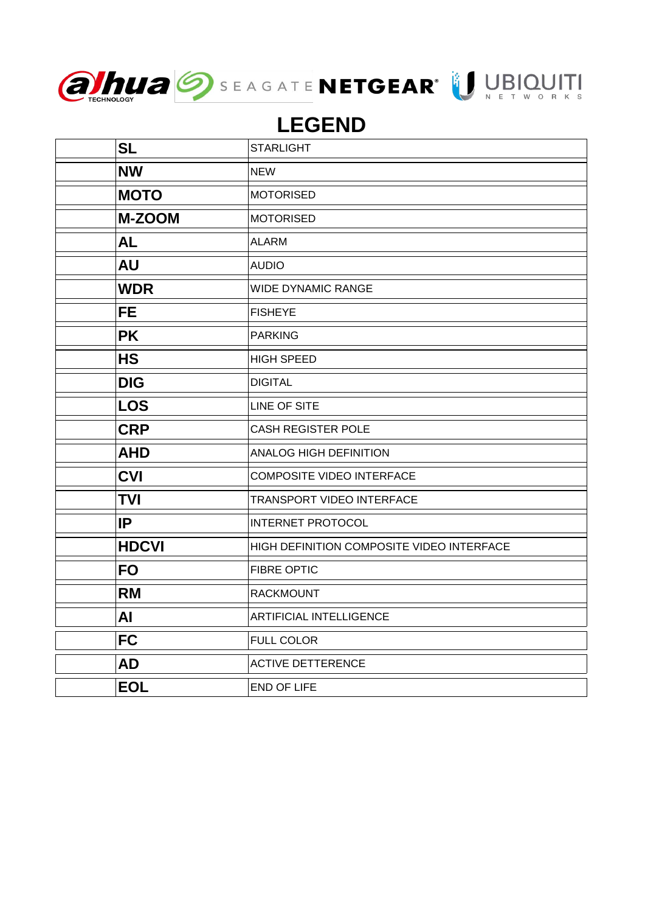# LEGEND

| | | |
|---|---|---|
| | **SL** | STARLIGHT |
| | **NW** | NEW |
| | **MOTO** | MOTORISED |
| | **M-ZOOM** | MOTORISED |
| | **AL** | ALARM |
| | **AU** | AUDIO |
| | **WDR** | WIDE DYNAMIC RANGE |
| | **FE** | FISHEYE |
| | **PK** | PARKING |
| | **HS** | HIGH SPEED |
| | **DIG** | DIGITAL |
| | **LOS** | LINE OF SITE |
| | **CRP** | CASH REGISTER POLE |
| | **AHD** | ANALOG HIGH DEFINITION |
| | **CVI** | COMPOSITE VIDEO INTERFACE |
| | **TVI** | TRANSPORT VIDEO INTERFACE |
| | **IP** | INTERNET PROTOCOL |
| | **HDCVI** | HIGH DEFINITION COMPOSITE VIDEO INTERFACE |
| | **FO** | FIBRE OPTIC |
| | **RM** | RACKMOUNT |
| | **AI** | ARTIFICIAL INTELLIGENCE |
| | **FC** | FULL COLOR |
| | **AD** | ACTIVE DETTERENCE |
| | **EOL** | END OF LIFE |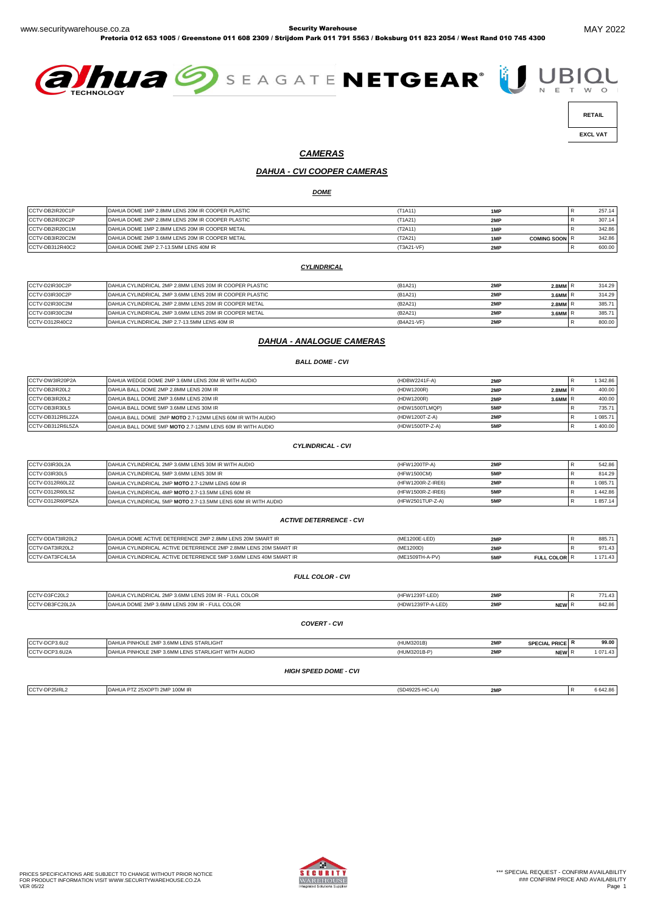www.securitywarehouse.co.za **Security Warehouse** MAY 2022

**Pretoria 012 653 1005 / Greenstone 011 608 2309 / Strijdom Park 011 791 5563 / Boksburg 011 823 2054 / West Rand 010 745 4300**

| RETAIL |
|---|
| EXCL VAT |

# ***CAMERAS***

## ***DAHUA - CVI COOPER CAMERAS***

### ***DOME***

| | | | | | | |
|---|---|---|---|---|---|---|
| CCTV-DB2IR20C1P | DAHUA DOME 1MP 2.8MM LENS 20M IR COOPER PLASTIC | (T1A11) | 1MP | | R | 257.14 |
| CCTV-DB2IR20C2P | DAHUA DOME 2MP 2.8MM LENS 20M IR COOPER PLASTIC | (T1A21) | 2MP | | R | 307.14 |
| CCTV-DB2IR20C1M | DAHUA DOME 1MP 2.8MM LENS 20M IR COOPER METAL | (T2A11) | 1MP | | R | 342.86 |
| CCTV-DB3IR20C2M | DAHUA DOME 2MP 3.6MM LENS 20M IR COOPER METAL | (T2A21) | 1MP | COMING SOON | R | 342.86 |
| CCTV-DB312R40C2 | DAHUA DOME 2MP 2.7-13.5MM LENS 40M IR | (T3A21-VF) | 2MP | | R | 600.00 |

### ***CYLINDRICAL***

| | | | | | | |
|---|---|---|---|---|---|---|
| CCTV-D2IR30C2P | DAHUA CYLINDRICAL 2MP 2.8MM LENS 20M IR COOPER PLASTIC | (B1A21) | 2MP | 2.8MM | R | 314.29 |
| CCTV-D3IR30C2P | DAHUA CYLINDRICAL 2MP 3.6MM LENS 20M IR COOPER PLASTIC | (B1A21) | 2MP | 3.6MM | R | 314.29 |
| CCTV-D2IR30C2M | DAHUA CYLINDRICAL 2MP 2.8MM LENS 20M IR COOPER METAL | (B2A21) | 2MP | 2.8MM | R | 385.71 |
| CCTV-D3IR30C2M | DAHUA CYLINDRICAL 2MP 3.6MM LENS 20M IR COOPER METAL | (B2A21) | 2MP | 3.6MM | R | 385.71 |
| CCTV-D312R40C2 | DAHUA CYLINDRICAL 2MP 2.7-13.5MM LENS 40M IR | (B4A21-VF) | 2MP | | R | 800.00 |

## ***DAHUA - ANALOGUE CAMERAS***

### ***BALL DOME - CVI***

| | | | | | | |
|---|---|---|---|---|---|---|
| CCTV-DW3IR20P2A | DAHUA WEDGE DOME 2MP 3.6MM LENS 20M IR WITH AUDIO | (HDBW2241F-A) | 2MP | | R | 1 342.86 |
| CCTV-DB2IR20L2 | DAHUA BALL DOME 2MP 2.8MM LENS 20M IR | (HDW1200R) | 2MP | 2.8MM | R | 400.00 |
| CCTV-DB3IR20L2 | DAHUA BALL DOME 2MP 3.6MM LENS 20M IR | (HDW1200R) | 2MP | 3.6MM | R | 400.00 |
| CCTV-DB3IR30L5 | DAHUA BALL DOME 5MP 3.6MM LENS 30M IR | (HDW1500TLMQP) | 5MP | | R | 735.71 |
| CCTV-DB312R6L2ZA | DAHUA BALL DOME 2MP **MOTO** 2.7-12MM LENS 60M IR WITH AUDIO | (HDW1200T-Z-A) | 2MP | | R | 1 085.71 |
| CCTV-DB312R6L5ZA | DAHUA BALL DOME 5MP **MOTO** 2.7-12MM LENS 60M IR WITH AUDIO | (HDW1500TP-Z-A) | 5MP | | R | 1 400.00 |

### ***CYLINDRICAL - CVI***

| | | | | | | |
|---|---|---|---|---|---|---|
| CCTV-D3IR30L2A | DAHUA CYLINDRICAL 2MP 3.6MM LENS 30M IR WITH AUDIO | (HFW1200TP-A) | 2MP | | R | 542.86 |
| CCTV-D3IR30L5 | DAHUA CYLINDRICAL 5MP 3.6MM LENS 30M IR | (HFW1500CM) | 5MP | | R | 814.29 |
| CCTV-D312R60L2Z | DAHUA CYLINDRICAL 2MP **MOTO** 2.7-12MM LENS 60M IR | (HFW1200R-Z-IRE6) | 2MP | | R | 1 085.71 |
| CCTV-D312R60L5Z | DAHUA CYLINDRICAL 4MP **MOTO** 2.7-13.5MM LENS 60M IR | (HFW1500R-Z-IRE6) | 5MP | | R | 1 442.86 |
| CCTV-D312R60P5ZA | DAHUA CYLINDRICAL 5MP **MOTO** 2.7-13.5MM LENS 60M IR WITH AUDIO | (HFW2501TUP-Z-A) | 5MP | | R | 1 857.14 |

### ***ACTIVE DETERRENCE - CVI***

| | | | | | | |
|---|---|---|---|---|---|---|
| CCTV-DDAT3IR20L2 | DAHUA DOME ACTIVE DETERRENCE 2MP 2.8MM LENS 20M SMART IR | (ME1200E-LED) | 2MP | | R | 885.71 |
| CCTV-DAT3IR20L2 | DAHUA CYLINDRICAL ACTIVE DETERRENCE 2MP 2.8MM LENS 20M SMART IR | (ME1200D) | 2MP | | R | 971.43 |
| CCTV-DAT3FC4L5A | DAHUA CYLINDRICAL ACTIVE DETERRENCE 5MP 3.6MM LENS 40M SMART IR | (ME1509TH-A-PV) | 5MP | FULL COLOR | R | 1 171.43 |

### ***FULL COLOR - CVI***

| | | | | | | |
|---|---|---|---|---|---|---|
| CCTV-D3FC20L2 | DAHUA CYLINDRICAL 2MP 3.6MM LENS 20M IR - FULL COLOR | (HFW1239T-LED) | 2MP | | R | 771.43 |
| CCTV-DB3FC20L2A | DAHUA DOME 2MP 3.6MM LENS 20M IR - FULL COLOR | (HDW1239TP-A-LED) | 2MP | NEW | R | 842.86 |

### ***COVERT - CVI***

| | | | | | | |
|---|---|---|---|---|---|---|
| CCTV-DCP3.6U2 | DAHUA PINHOLE 2MP 3.6MM LENS STARLIGHT | (HUM3201B) | 2MP | SPECIAL PRICE | R | **99.00** |
| CCTV-DCP3.6U2A | DAHUA PINHOLE 2MP 3.6MM LENS STARLIGHT WITH AUDIO | (HUM3201B-P) | 2MP | NEW | R | 1 071.43 |

### ***HIGH SPEED DOME - CVI***

| | | | | | | |
|---|---|---|---|---|---|---|
| CCTV-DP25IRL2 | DAHUA PTZ 25XOPTI 2MP 100M IR | (SD49225-HC-LA) | 2MP | | R | 6 642.86 |

PRICES SPECIFICATIONS ARE SUBJECT TO CHANGE WITHOUT PRIOR NOTICE
FOR PRODUCT INFORMATION VISIT WWW.SECURITYWAREHOUSE.CO.ZA
VER 05/22

*** SPECIAL REQUEST - CONFIRM AVAILABILITY
### CONFIRM PRICE AND AVAILABILITY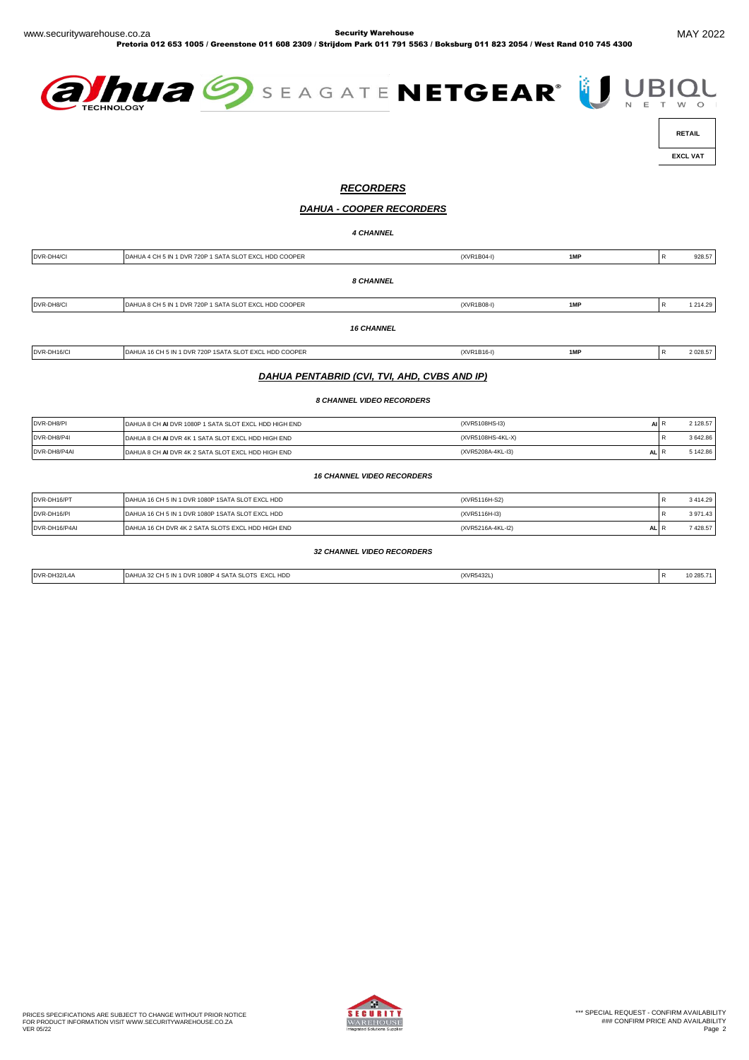RETAIL

EXCL VAT

# ***RECORDERS***

## ***DAHUA - COOPER RECORDERS***

***4 CHANNEL***

| | | | | | |
|---|---|---|---|---|---|
| DVR-DH4/CI | DAHUA 4 CH 5 IN 1 DVR 720P 1 SATA SLOT EXCL HDD COOPER | (XVR1B04-I) | **1MP** | R | 928.57 |

***8 CHANNEL***

| | | | | | |
|---|---|---|---|---|---|
| DVR-DH8/CI | DAHUA 8 CH 5 IN 1 DVR 720P 1 SATA SLOT EXCL HDD COOPER | (XVR1B08-I) | **1MP** | R | 1 214.29 |

***16 CHANNEL***

| | | | | | |
|---|---|---|---|---|---|
| DVR-DH16/CI | DAHUA 16 CH 5 IN 1 DVR 720P 1SATA SLOT EXCL HDD COOPER | (XVR1B16-I) | **1MP** | R | 2 028.57 |

## ***DAHUA PENTABRID (CVI, TVI, AHD, CVBS AND IP)***

***8 CHANNEL VIDEO RECORDERS***

| | | | | | |
|---|---|---|---|---|---|
| DVR-DH8/PI | DAHUA 8 CH **AI** DVR 1080P 1 SATA SLOT EXCL HDD HIGH END | (XVR5108HS-I3) | **AI** | R | 2 128.57 |
| DVR-DH8/P4I | DAHUA 8 CH **AI** DVR 4K 1 SATA SLOT EXCL HDD HIGH END | (XVR5108HS-4KL-X) | | R | 3 642.86 |
| DVR-DH8/P4AI | DAHUA 8 CH **AI** DVR 4K 2 SATA SLOT EXCL HDD HIGH END | (XVR5208A-4KL-I3) | **AL** | R | 5 142.86 |

***16 CHANNEL VIDEO RECORDERS***

| | | | | | |
|---|---|---|---|---|---|
| DVR-DH16/PT | DAHUA 16 CH 5 IN 1 DVR 1080P 1SATA SLOT EXCL HDD | (XVR5116H-S2) | | R | 3 414.29 |
| DVR-DH16/PI | DAHUA 16 CH 5 IN 1 DVR 1080P 1SATA SLOT EXCL HDD | (XVR5116H-I3) | | R | 3 971.43 |
| DVR-DH16/P4AI | DAHUA 16 CH DVR 4K 2 SATA SLOTS EXCL HDD HIGH END | (XVR5216A-4KL-I2) | **AL** | R | 7 428.57 |

***32 CHANNEL VIDEO RECORDERS***

| | | | | | |
|---|---|---|---|---|---|
| DVR-DH32/L4A | DAHUA 32 CH 5 IN 1 DVR 1080P 4 SATA SLOTS EXCL HDD | (XVR5432L) | | R | 10 285.71 |

PRICES SPECIFICATIONS ARE SUBJECT TO CHANGE WITHOUT PRIOR NOTICE
FOR PRODUCT INFORMATION VISIT WWW.SECURITYWAREHOUSE.CO.ZA
VER 05/22

*** SPECIAL REQUEST - CONFIRM AVAILABILITY
### CONFIRM PRICE AND AVAILABILITY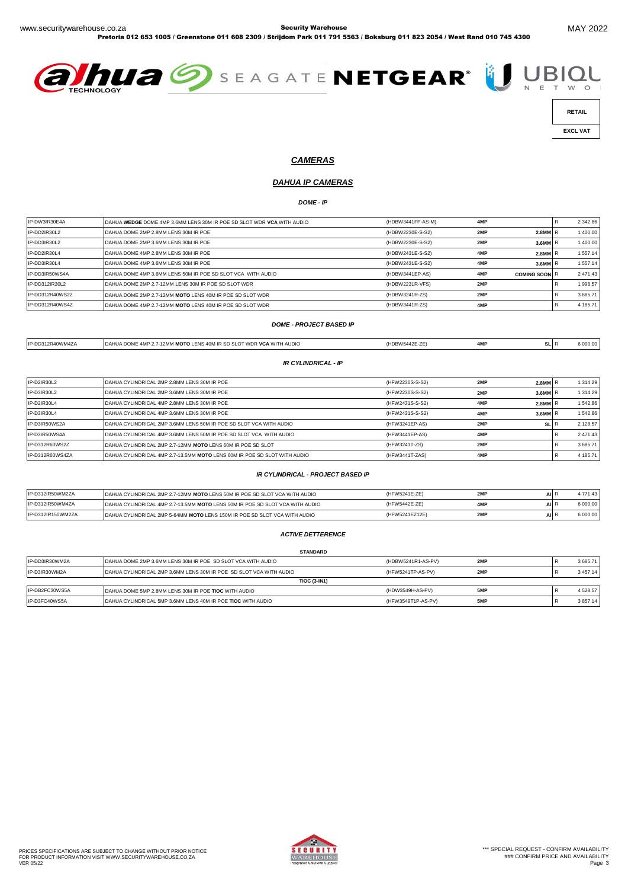| RETAIL |
|---|
| EXCL VAT |

## *CAMERAS*

### *DAHUA IP CAMERAS*

**DOME - IP**

| | | | | | | |
|---|---|---|---|---|---|---|
| IP-DW3IR30E4A | DAHUA **WEDGE** DOME 4MP 3.6MM LENS 30M IR POE SD SLOT WDR **VCA** WITH AUDIO | (HDBW3441FP-AS-M) | 4MP | | R | 2 342.86 |
| IP-DD2IR30L2 | DAHUA DOME 2MP 2.8MM LENS 30M IR POE | (HDBW2230E-S-S2) | 2MP | 2.8MM | R | 1 400.00 |
| IP-DD3IR30L2 | DAHUA DOME 2MP 3.6MM LENS 30M IR POE | (HDBW2230E-S-S2) | 2MP | 3.6MM | R | 1 400.00 |
| IP-DD2IR30L4 | DAHUA DOME 4MP 2.8MM LENS 30M IR POE | (HDBW2431E-S-S2) | 4MP | 2.8MM | R | 1 557.14 |
| IP-DD3IR30L4 | DAHUA DOME 4MP 3.6MM LENS 30M IR POE | (HDBW2431E-S-S2) | 4MP | 3.6MM | R | 1 557.14 |
| IP-DD3IR50WS4A | DAHUA DOME 4MP 3.6MM LENS 50M IR POE SD SLOT VCA WITH AUDIO | (HDBW3441EP-AS) | 4MP | COMING SOON | R | 2 471.43 |
| IP-DD312IR30L2 | DAHUA DOME 2MP 2.7-12MM LENS 30M IR POE SD SLOT WDR | (HDBW2231R-VFS) | 2MP | | R | 1 998.57 |
| IP-DD312R40WS2Z | DAHUA DOME 2MP 2.7-12MM **MOTO** LENS 40M IR POE SD SLOT WDR | (HDBW3241R-ZS) | 2MP | | R | 3 685.71 |
| IP-DD312R40WS4Z | DAHUA DOME 4MP 2.7-12MM **MOTO** LENS 40M IR POE SD SLOT WDR | (HDBW3441R-ZS) | 4MP | | R | 4 185.71 |

**DOME - PROJECT BASED IP**

| | | | | | | |
|---|---|---|---|---|---|---|
| IP-DD312R40WM4ZA | DAHUA DOME 4MP 2.7-12MM **MOTO** LENS 40M IR SD SLOT WDR **VCA** WITH AUDIO | (HDBW5442E-ZE) | 4MP | SL | R | 6 000.00 |

**IR CYLINDRICAL - IP**

| | | | | | | |
|---|---|---|---|---|---|---|
| IP-D2IR30L2 | DAHUA CYLINDRICAL 2MP 2.8MM LENS 30M IR POE | (HFW2230S-S-S2) | 2MP | 2.8MM | R | 1 314.29 |
| IP-D3IR30L2 | DAHUA CYLINDRICAL 2MP 3.6MM LENS 30M IR POE | (HFW2230S-S-S2) | 2MP | 3.6MM | R | 1 314.29 |
| IP-D2IR30L4 | DAHUA CYLINDRICAL 4MP 2.8MM LENS 30M IR POE | (HFW2431S-S-S2) | 4MP | 2.8MM | R | 1 542.86 |
| IP-D3IR30L4 | DAHUA CYLINDRICAL 4MP 3.6MM LENS 30M IR POE | (HFW2431S-S-S2) | 4MP | 3.6MM | R | 1 542.86 |
| IP-D3IR50WS2A | DAHUA CYLINDRICAL 2MP 3.6MM LENS 50M IR POE SD SLOT VCA WITH AUDIO | (HFW3241EP-AS) | 2MP | SL | R | 2 128.57 |
| IP-D3IR50WS4A | DAHUA CYLINDRICAL 4MP 3.6MM LENS 50M IR POE SD SLOT VCA WITH AUDIO | (HFW3441EP-AS) | 4MP | | R | 2 471.43 |
| IP-D312R60WS2Z | DAHUA CYLINDRICAL 2MP 2.7-12MM **MOTO** LENS 60M IR POE SD SLOT | (HFW3241T-ZS) | 2MP | | R | 3 685.71 |
| IP-D312R60WS4ZA | DAHUA CYLINDRICAL 4MP 2.7-13.5MM **MOTO** LENS 60M IR POE SD SLOT WITH AUDIO | (HFW3441T-ZAS) | 4MP | | R | 4 185.71 |

**IR CYLINDRICAL - PROJECT BASED IP**

| | | | | | | |
|---|---|---|---|---|---|---|
| IP-D312IR50WM2ZA | DAHUA CYLINDRICAL 2MP 2.7-12MM **MOTO** LENS 50M IR POE SD SLOT VCA WITH AUDIO | (HFW5241E-ZE) | 2MP | AI | R | 4 771.43 |
| IP-D312IR50WM4ZA | DAHUA CYLINDRICAL 4MP 2.7-13.5MM **MOTO** LENS 50M IR POE SD SLOT VCA WITH AUDIO | (HFW5442E-ZE) | 4MP | AI | R | 6 000.00 |
| IP-D312IR150WM2ZA | DAHUA CYLINDRICAL 2MP 5-64MM **MOTO** LENS 150M IR POE SD SLOT VCA WITH AUDIO | (HFW5241EZ12E) | 2MP | AI | R | 6 000.00 |

**ACTIVE DETTERENCE**

| | | | | | | |
|---|---|---|---|---|---|---|
| **STANDARD** | | | | | | |
| IP-DD3IR30WM2A | DAHUA DOME 2MP 3.6MM LENS 30M IR POE SD SLOT VCA WITH AUDIO | (HDBW5241R1-AS-PV) | 2MP | | R | 3 685.71 |
| IP-D3IR30WM2A | DAHUA CYLINDRICAL 2MP 3.6MM LENS 30M IR POE SD SLOT VCA WITH AUDIO | (HFW5241TP-AS-PV) | 2MP | | R | 3 457.14 |
| **TiOC (3-IN1)** | | | | | | |
| IP-DB2FC30WS5A | DAHUA DOME 5MP 2.8MM LENS 30M IR POE **TIOC** WITH AUDIO | (HDW3549H-AS-PV) | 5MP | | R | 4 528.57 |
| IP-D3FC40WS5A | DAHUA CYLINDRICAL 5MP 3.6MM LENS 40M IR POE **TIOC** WITH AUDIO | (HFW3549T1P-AS-PV) | 5MP | | R | 3 857.14 |

PRICES SPECIFICATIONS ARE SUBJECT TO CHANGE WITHOUT PRIOR NOTICE
FOR PRODUCT INFORMATION VISIT WWW.SECURITYWAREHOUSE.CO.ZA
VER 05/22

\*\*\* SPECIAL REQUEST - CONFIRM AVAILABILITY
### CONFIRM PRICE AND AVAILABILITY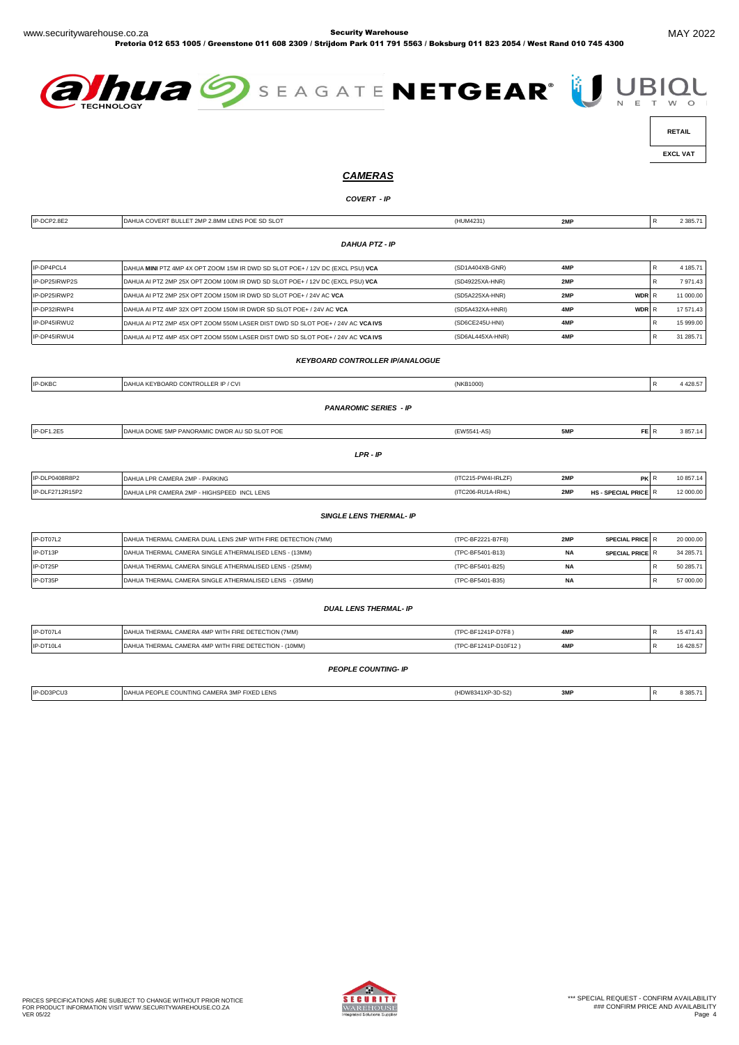RETAIL

EXCL VAT

## *CAMERAS*

### *COVERT - IP*

| | | | | | | |
|---|---|---|---|---|---|---|
| IP-DCP2.8E2 | DAHUA COVERT BULLET 2MP 2.8MM LENS POE SD SLOT | (HUM4231) | 2MP | | R | 2 385.71 |

### *DAHUA PTZ - IP*

| | | | | | | |
|---|---|---|---|---|---|---|
| IP-DP4PCL4 | DAHUA **MINI** PTZ 4MP 4X OPT ZOOM 15M IR DWD SD SLOT POE+ / 12V DC (EXCL PSU) **VCA** | (SD1A404XB-GNR) | 4MP | | R | 4 185.71 |
| IP-DP25IRWP2S | DAHUA AI PTZ 2MP 25X OPT ZOOM 100M IR DWD SD SLOT POE+ / 12V DC (EXCL PSU) **VCA** | (SD49225XA-HNR) | 2MP | | R | 7 971.43 |
| IP-DP25IRWP2 | DAHUA AI PTZ 2MP 25X OPT ZOOM 150M IR DWD SD SLOT POE+ / 24V AC **VCA** | (SD5A225XA-HNR) | 2MP | WDR | R | 11 000.00 |
| IP-DP32IRWP4 | DAHUA AI PTZ 4MP 32X OPT ZOOM 150M IR DWDR SD SLOT POE+ / 24V AC **VCA** | (SD5A432XA-HNRI) | 4MP | WDR | R | 17 571.43 |
| IP-DP45IRWU2 | DAHUA AI PTZ 2MP 45X OPT ZOOM 550M LASER DIST DWD SD SLOT POE+ / 24V AC **VCA IVS** | (SD6CE245U-HNI) | 4MP | | R | 15 999.00 |
| IP-DP45IRWU4 | DAHUA AI PTZ 4MP 45X OPT ZOOM 550M LASER DIST DWD SD SLOT POE+ / 24V AC **VCA IVS** | (SD6AL445XA-HNR) | 4MP | | R | 31 285.71 |

### *KEYBOARD CONTROLLER IP/ANALOGUE*

| | | | | | | |
|---|---|---|---|---|---|---|
| IP-DKBC | DAHUA KEYBOARD CONTROLLER IP / CVI | (NKB1000) | | | R | 4 428.57 |

### *PANAROMIC SERIES - IP*

| | | | | | | |
|---|---|---|---|---|---|---|
| IP-DF1.2E5 | DAHUA DOME 5MP PANORAMIC DWDR AU SD SLOT POE | (EW5541-AS) | 5MP | FE | R | 3 857.14 |

### *LPR - IP*

| | | | | | | |
|---|---|---|---|---|---|---|
| IP-DLP0408R8P2 | DAHUA LPR CAMERA 2MP - PARKING | (ITC215-PW4I-IRLZF) | 2MP | PK | R | 10 857.14 |
| IP-DLF2712R15P2 | DAHUA LPR CAMERA 2MP - HIGHSPEED INCL LENS | (ITC206-RU1A-IRHL) | 2MP | HS - SPECIAL PRICE | R | 12 000.00 |

### *SINGLE LENS THERMAL- IP*

| | | | | | | |
|---|---|---|---|---|---|---|
| IP-DT07L2 | DAHUA THERMAL CAMERA DUAL LENS 2MP WITH FIRE DETECTION (7MM) | (TPC-BF2221-B7F8) | 2MP | SPECIAL PRICE | R | 20 000.00 |
| IP-DT13P | DAHUA THERMAL CAMERA SINGLE ATHERMALISED LENS - (13MM) | (TPC-BF5401-B13) | NA | SPECIAL PRICE | R | 34 285.71 |
| IP-DT25P | DAHUA THERMAL CAMERA SINGLE ATHERMALISED LENS - (25MM) | (TPC-BF5401-B25) | NA | | R | 50 285.71 |
| IP-DT35P | DAHUA THERMAL CAMERA SINGLE ATHERMALISED LENS - (35MM) | (TPC-BF5401-B35) | NA | | R | 57 000.00 |

### *DUAL LENS THERMAL- IP*

| | | | | | | |
|---|---|---|---|---|---|---|
| IP-DT07L4 | DAHUA THERMAL CAMERA 4MP WITH FIRE DETECTION (7MM) | (TPC-BF1241P-D7F8 ) | 4MP | | R | 15 471.43 |
| IP-DT10L4 | DAHUA THERMAL CAMERA 4MP WITH FIRE DETECTION - (10MM) | (TPC-BF1241P-D10F12 ) | 4MP | | R | 16 428.57 |

### *PEOPLE COUNTING- IP*

| | | | | | | |
|---|---|---|---|---|---|---|
| IP-DD3PCU3 | DAHUA PEOPLE COUNTING CAMERA 3MP FIXED LENS | (HDW8341XP-3D-S2) | 3MP | | R | 8 385.71 |

PRICES SPECIFICATIONS ARE SUBJECT TO CHANGE WITHOUT PRIOR NOTICE
FOR PRODUCT INFORMATION VISIT WWW.SECURITYWAREHOUSE.CO.ZA
VER 05/22

\*\*\* SPECIAL REQUEST - CONFIRM AVAILABILITY
### CONFIRM PRICE AND AVAILABILITY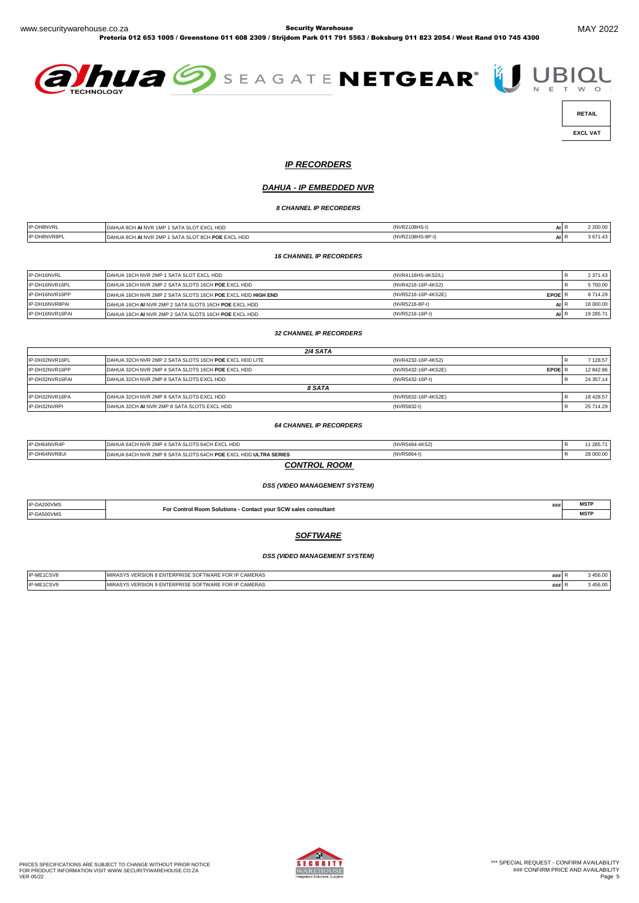| RETAIL |
|---|
| EXCL VAT |

## *IP RECORDERS*

### *DAHUA - IP EMBEDDED NVR*

#### *8 CHANNEL IP RECORDERS*

| | | | | | |
|---|---|---|---|---|---|
| IP-DH8NVRL | DAHUA 8CH **AI** NVR 1MP 1 SATA SLOT EXCL HDD | (NVR2108HS-I) | **AI** | R | 2 200.00 |
| IP-DH8NVR8PL | DAHUA 8CH **AI** NVR 2MP 1 SATA SLOT 8CH **POE** EXCL HDD | (NVR2108HS-8P-I) | **AI** | R | 3 671.43 |

#### *16 CHANNEL IP RECORDERS*

| | | | | | |
|---|---|---|---|---|---|
| IP-DH16NVRL | DAHUA 16CH NVR 2MP 1 SATA SLOT EXCL HDD | (NVR4116HS-4KS2/L) | | R | 2 371.43 |
| IP-DH16NVR16PL | DAHUA 16CH NVR 2MP 2 SATA SLOTS 16CH **POE** EXCL HDD | (NVR4216-16P-4KS2) | | R | 5 700.00 |
| IP-DH16NVR16PP | DAHUA 16CH NVR 2MP 2 SATA SLOTS 16CH **POE** EXCL HDD **HIGH END** | (NVR5216-16P-4KS2E) | **EPOE** | R | 8 714.29 |
| IP-DH16NVR8PAI | DAHUA 16CH **AI** NVR 2MP 2 SATA SLOTS 16CH **POE** EXCL HDD | (NVR5216-8P-I) | **AI** | R | 18 000.00 |
| IP-DH16NVR16PAI | DAHUA 16CH **AI** NVR 2MP 2 SATA SLOTS 16CH **POE** EXCL HDD | (NVR5216-16P-I) | **AI** | R | 19 285.71 |

#### *32 CHANNEL IP RECORDERS*

| | | | | | |
|---|---|---|---|---|---|
| | ***2/4 SATA*** | | | | |
| IP-DH32NVR16PL | DAHUA 32CH NVR 2MP 2 SATA SLOTS 16CH **POE** EXCL HDD LITE | (NVR4232-16P-4KS2) | | R | 7 128.57 |
| IP-DH32NVR16PP | DAHUA 32CH NVR 2MP 4 SATA SLOTS 16CH **POE** EXCL HDD | (NVR5432-16P-4KS2E) | **EPOE** | R | 12 842.86 |
| IP-DH32NVR16PAI | DAHUA 32CH NVR 2MP 8 SATA SLOTS EXCL HDD | (NVR5432-16P-I) | | R | 24 357.14 |
| | ***8 SATA*** | | | | |
| IP-DH32NVR16PA | DAHUA 32CH NVR 2MP 8 SATA SLOTS EXCL HDD | (NVR5832-16P-4KS2E) | | R | 18 428.57 |
| IP-DH32NVRPI | DAHUA 32CH **AI** NVR 2MP 8 SATA SLOTS EXCL HDD | (NVR5832-I) | | R | 25 714.29 |

#### *64 CHANNEL IP RECORDERS*

| | | | | | |
|---|---|---|---|---|---|
| IP-DH64NVR4P | DAHUA 64CH NVR 2MP 4 SATA SLOTS 64CH EXCL HDD | (NVR5464-4KS2) | | R | 11 285.71 |
| IP-DH64NVR8UI | DAHUA 64CH NVR 2MP 8 SATA SLOTS 64CH **POE** EXCL HDD **ULTRA SERIES** | (NVR5864-I) | | R | 28 000.00 |

## *CONTROL ROOM*

#### *DSS (VIDEO MANAGEMENT SYSTEM)*

| | | | |
|---|---|---|---|
| IP-DA200VMS | **For Control Room Solutions - Contact your SCW sales consultant** | ### | **MSTP** |
| IP-DA500VMS | | | **MSTP** |

## *SOFTWARE*

#### *DSS (VIDEO MANAGEMENT SYSTEM)*

| | | | | |
|---|---|---|---|---|
| IP-ME1CSV8 | MIRASYS VERSION 8 ENTERPRISE SOFTWARE FOR IP CAMERAS | ### | R | 3 456.00 |
| IP-ME1CSV9 | MIRASYS VERSION 9 ENTERPRISE SOFTWARE FOR IP CAMERAS | ### | R | 3 456.00 |

PRICES SPECIFICATIONS ARE SUBJECT TO CHANGE WITHOUT PRIOR NOTICE
FOR PRODUCT INFORMATION VISIT WWW.SECURITYWAREHOUSE.CO.ZA
VER 05/22

\*\*\* SPECIAL REQUEST - CONFIRM AVAILABILITY
### CONFIRM PRICE AND AVAILABILITY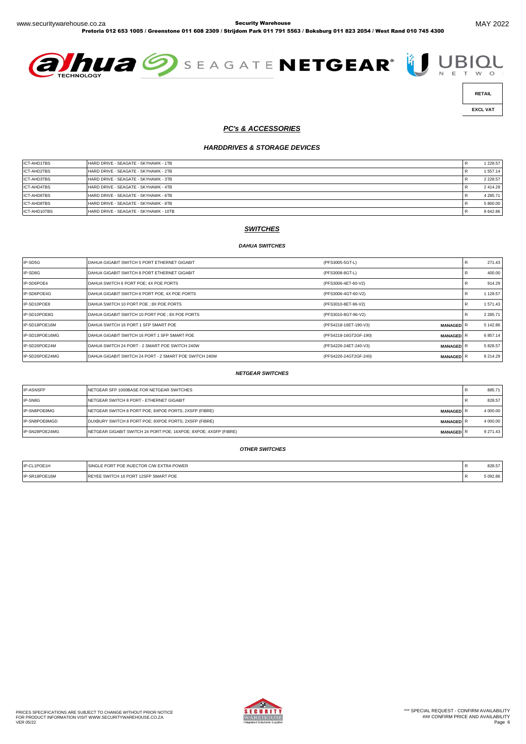RETAIL

EXCL VAT

## *PC's & ACCESSORIES*

### *HARDDRIVES & STORAGE DEVICES*

| | | | |
|---|---|---|---|
| ICT-AHD1TBS | HARD DRIVE - SEAGATE - SKYHAWK - 1TB | R | 1 228.57 |
| ICT-AHD2TBS | HARD DRIVE - SEAGATE - SKYHAWK - 2TB | R | 1 557.14 |
| ICT-AHD3TBS | HARD DRIVE - SEAGATE - SKYHAWK - 3TB | R | 2 228.57 |
| ICT-AHD4TBS | HARD DRIVE - SEAGATE - SKYHAWK - 4TB | R | 2 414.29 |
| ICT-AHD6TBS | HARD DRIVE - SEAGATE - SKYHAWK - 6TB | R | 4 285.71 |
| ICT-AHD8TBS | HARD DRIVE - SEAGATE - SKYHAWK - 8TB | R | 5 800.00 |
| ICT-AHD10TBS | HARD DRIVE - SEAGATE - SKYHAWK - 10TB | R | 8 642.86 |

## *SWITCHES*

### *DAHUA SWITCHES*

| | | | | | |
|---|---|---|---|---|---|
| IP-SD5G | DAHUA GIGABIT SWITCH 5 PORT ETHERNET GIGABIT | (PFS3005-5GT-L) | | R | 271.43 |
| IP-SD8G | DAHUA GIGABIT SWITCH 8 PORT ETHERNET GIGABIT | (PFS3008-8GT-L) | | R | 400.00 |
| IP-SD6POE4 | DAHUA SWITCH 6 PORT POE; 4X POE PORTS | (PFS3006-4ET-60-V2) | | R | 914.29 |
| IP-SD6POE4G | DAHUA GIGABIT SWITCH 6 PORT POE; 4X POE PORTS | (PFS3006-4GT-60-V2) | | R | 1 128.57 |
| IP-SD10POE8 | DAHUA SWITCH 10 PORT POE ; 8X POE PORTS | (PFS3010-8ET-96-V2) | | R | 1 571.43 |
| IP-SD10POE8G | DAHUA GIGABIT SWITCH 10 PORT POE ; 8X POE PORTS | (PFS3010-8GT-96-V2) | | R | 2 285.71 |
| IP-SD18POE16M | DAHUA SWITCH 16 PORT 1 SFP SMART POE | (PFS4218-16ET-190-V3) | **MANAGED** | R | 5 142.86 |
| IP-SD18POE16MG | DAHUA GIGABIT SWITCH 16 PORT 1 SFP SMART POE | (PFS4218-16GT2GF-190) | **MANAGED** | R | 6 857.14 |
| IP-SD26POE24M | DAHUA SWITCH 24 PORT - 2 SMART POE SWITCH 240W | (PFS4226-24ET-240-V3) | **MANAGED** | R | 5 828.57 |
| IP-SD26POE24MG | DAHUA GIGABIT SWITCH 24 PORT - 2 SMART POE SWITCH 240W | (PFS4226-24GT2GF-240) | **MANAGED** | R | 8 214.29 |

### *NETGEAR SWITCHES*

| | | | | |
|---|---|---|---|---|
| IP-ASNSFP | NETGEAR SFP 1000BASE FOR NETGEAR SWITCHES | | R | 885.71 |
| IP-SN8G | NETGEAR SWITCH 8 PORT - ETHERNET GIGABIT | | R | 828.57 |
| IP-SN8POE8MG | NETGEAR SWITCH 8 PORT POE; 8XPOE PORTS; 2XSFP (FIBRE) | **MANAGED** | R | 4 000.00 |
| IP-SN8POE8MGD | DUXBURY SWITCH 8 PORT POE; 8XPOE PORTS; 2XSFP (FIBRE) | **MANAGED** | R | 4 000.00 |
| IP-SN28POE24MG | NETGEAR GIGABIT SWITCH 24 PORT POE; 16XPOE; 8XPOE; 4XSFP (FIBRE) | **MANAGED** | R | 9 271.43 |

### *OTHER SWITCHES*

| | | | |
|---|---|---|---|
| IP-CL1POE1H | SINGLE PORT POE INJECTOR C/W EXTRA POWER | R | 828.57 |
| IP-SR18POE16M | REYEE SWITCH 16 PORT 12SFP SMART POE | R | 5 092.86 |

PRICES SPECIFICATIONS ARE SUBJECT TO CHANGE WITHOUT PRIOR NOTICE
FOR PRODUCT INFORMATION VISIT WWW.SECURITYWAREHOUSE.CO.ZA

\*\*\* SPECIAL REQUEST - CONFIRM AVAILABILITY
### CONFIRM PRICE AND AVAILABILITY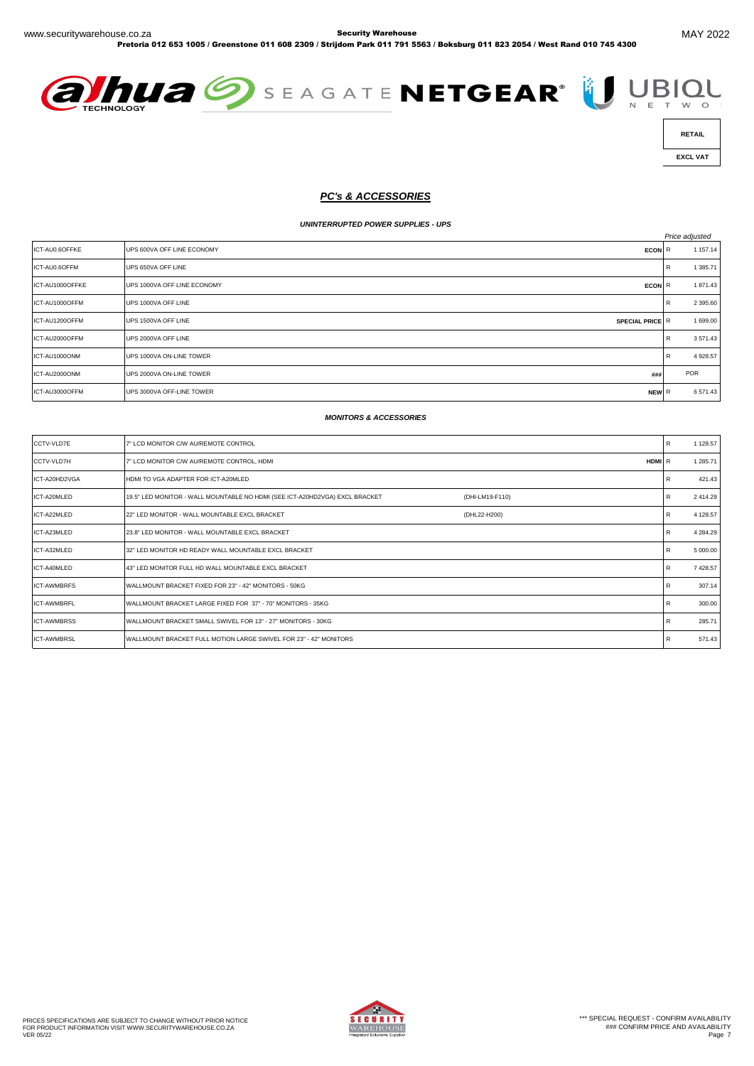RETAIL

EXCL VAT

## *PC's & ACCESSORIES*

### *UNINTERRUPTED POWER SUPPLIES - UPS*

| | | | | *Price adjusted* |
|---|---|---|---|---|
| ICT-AU0.6OFFKE | UPS 600VA OFF LINE ECONOMY | ECON | R | 1 157.14 |
| ICT-AU0.6OFFM | UPS 650VA OFF LINE | | R | 1 385.71 |
| ICT-AU1000OFFKE | UPS 1000VA OFF LINE ECONOMY | ECON | R | 1 871.43 |
| ICT-AU1000OFFM | UPS 1000VA OFF LINE | | R | 2 395.60 |
| ICT-AU1200OFFM | UPS 1500VA OFF LINE | SPECIAL PRICE | R | 1 699.00 |
| ICT-AU2000OFFM | UPS 2000VA OFF LINE | | R | 3 571.43 |
| ICT-AU1000ONM | UPS 1000VA ON-LINE TOWER | | R | 4 928.57 |
| ICT-AU2000ONM | UPS 2000VA ON-LINE TOWER | ### | | POR |
| ICT-AU3000OFFM | UPS 3000VA OFF-LINE TOWER | NEW | R | 6 571.43 |

### *MONITORS & ACCESSORIES*

| | | | | |
|---|---|---|---|---|
| CCTV-VLD7E | 7" LCD MONITOR C/W AU/REMOTE CONTROL | | R | 1 128.57 |
| CCTV-VLD7H | 7" LCD MONITOR C/W AU/REMOTE CONTROL, HDMI | HDMI | R | 1 285.71 |
| ICT-A20HD2VGA | HDMI TO VGA ADAPTER FOR ICT-A20MLED | | R | 421.43 |
| ICT-A20MLED | 19.5" LED MONITOR - WALL MOUNTABLE NO HDMI (SEE ICT-A20HD2VGA) EXCL BRACKET | (DHI-LM19-F110) | R | 2 414.29 |
| ICT-A22MLED | 22" LED MONITOR - WALL MOUNTABLE EXCL BRACKET | (DHL22-H200) | R | 4 128.57 |
| ICT-A23MLED | 23.8" LED MONITOR - WALL MOUNTABLE EXCL BRACKET | | R | 4 284.29 |
| ICT-A32MLED | 32" LED MONITOR HD READY WALL MOUNTABLE EXCL BRACKET | | R | 5 000.00 |
| ICT-A40MLED | 43" LED MONITOR FULL HD WALL MOUNTABLE EXCL BRACKET | | R | 7 428.57 |
| ICT-AWMBRFS | WALLMOUNT BRACKET FIXED FOR 23" - 42" MONITORS - 50KG | | R | 307.14 |
| ICT-AWMBRFL | WALLMOUNT BRACKET LARGE FIXED FOR 37" - 70" MONITORS - 35KG | | R | 300.00 |
| ICT-AWMBRSS | WALLMOUNT BRACKET SMALL SWIVEL FOR 13" - 27" MONITORS - 30KG | | R | 285.71 |
| ICT-AWMBRSL | WALLMOUNT BRACKET FULL MOTION LARGE SWIVEL FOR 23" - 42" MONITORS | | R | 571.43 |

PRICES SPECIFICATIONS ARE SUBJECT TO CHANGE WITHOUT PRIOR NOTICE
FOR PRODUCT INFORMATION VISIT WWW.SECURITYWAREHOUSE.CO.ZA
VER 05/22

*** SPECIAL REQUEST - CONFIRM AVAILABILITY
### CONFIRM PRICE AND AVAILABILITY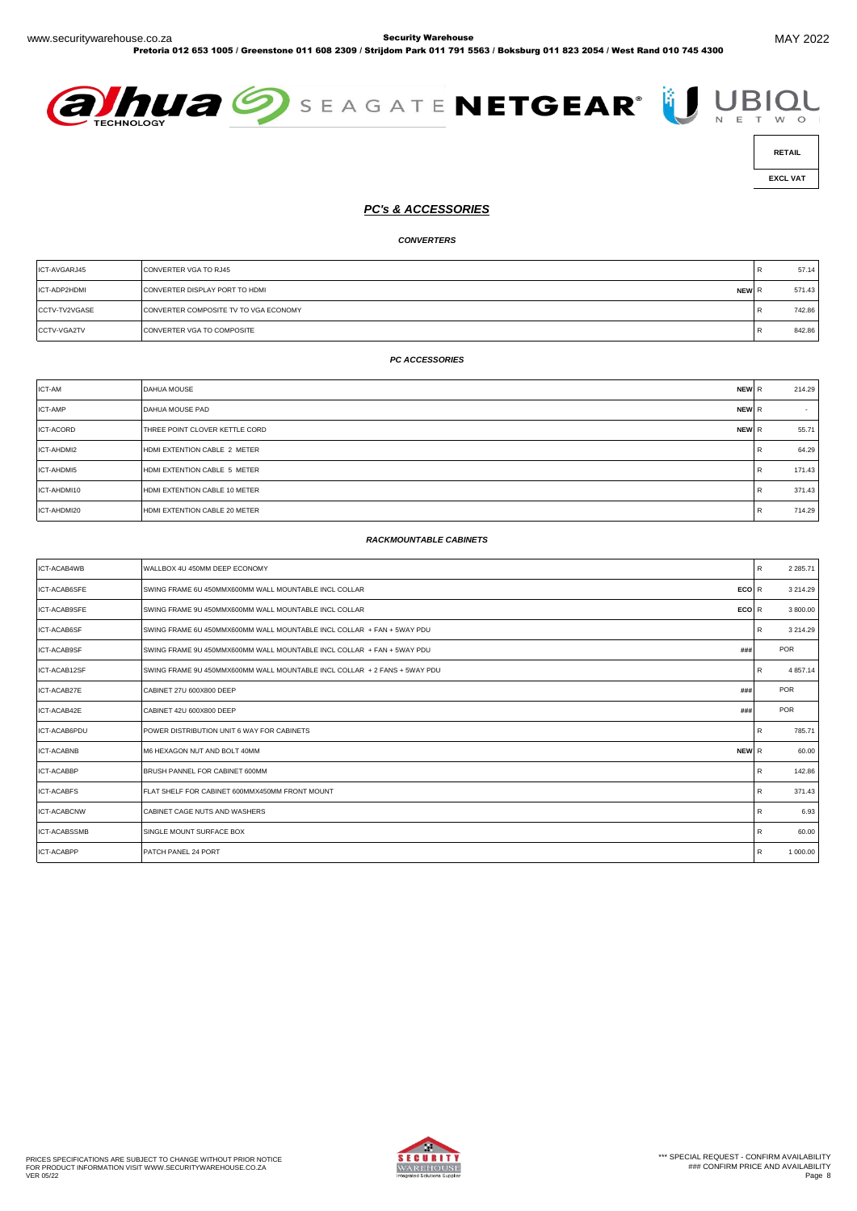| | | RETAIL |
|---|---|---|
| | | EXCL VAT |

## *PC's & ACCESSORIES*

### *CONVERTERS*

| Code | Description | | | Price |
|---|---|---|---|---|
| ICT-AVGARJ45 | CONVERTER VGA TO RJ45 | | R | 57.14 |
| ICT-ADP2HDMI | CONVERTER DISPLAY PORT TO HDMI | NEW | R | 571.43 |
| CCTV-TV2VGASE | CONVERTER COMPOSITE TV TO VGA ECONOMY | | R | 742.86 |
| CCTV-VGA2TV | CONVERTER VGA TO COMPOSITE | | R | 842.86 |

### *PC ACCESSORIES*

| Code | Description | | | Price |
|---|---|---|---|---|
| ICT-AM | DAHUA MOUSE | NEW | R | 214.29 |
| ICT-AMP | DAHUA MOUSE PAD | NEW | R | - |
| ICT-ACORD | THREE POINT CLOVER KETTLE CORD | NEW | R | 55.71 |
| ICT-AHDMI2 | HDMI EXTENTION CABLE 2 METER | | R | 64.29 |
| ICT-AHDMI5 | HDMI EXTENTION CABLE 5 METER | | R | 171.43 |
| ICT-AHDMI10 | HDMI EXTENTION CABLE 10 METER | | R | 371.43 |
| ICT-AHDMI20 | HDMI EXTENTION CABLE 20 METER | | R | 714.29 |

### *RACKMOUNTABLE CABINETS*

| Code | Description | | | Price |
|---|---|---|---|---|
| ICT-ACAB4WB | WALLBOX 4U 450MM DEEP ECONOMY | | R | 2 285.71 |
| ICT-ACAB6SFE | SWING FRAME 6U 450MMX600MM WALL MOUNTABLE INCL COLLAR | ECO | R | 3 214.29 |
| ICT-ACAB9SFE | SWING FRAME 9U 450MMX600MM WALL MOUNTABLE INCL COLLAR | ECO | R | 3 800.00 |
| ICT-ACAB6SF | SWING FRAME 6U 450MMX600MM WALL MOUNTABLE INCL COLLAR + FAN + 5WAY PDU | | R | 3 214.29 |
| ICT-ACAB9SF | SWING FRAME 9U 450MMX600MM WALL MOUNTABLE INCL COLLAR + FAN + 5WAY PDU | ### | | POR |
| ICT-ACAB12SF | SWING FRAME 9U 450MMX600MM WALL MOUNTABLE INCL COLLAR + 2 FANS + 5WAY PDU | | R | 4 857.14 |
| ICT-ACAB27E | CABINET 27U 600X800 DEEP | ### | | POR |
| ICT-ACAB42E | CABINET 42U 600X800 DEEP | ### | | POR |
| ICT-ACAB6PDU | POWER DISTRIBUTION UNIT 6 WAY FOR CABINETS | | R | 785.71 |
| ICT-ACABNB | M6 HEXAGON NUT AND BOLT 40MM | NEW | R | 60.00 |
| ICT-ACABBP | BRUSH PANNEL FOR CABINET 600MM | | R | 142.86 |
| ICT-ACABFS | FLAT SHELF FOR CABINET 600MMX450MM FRONT MOUNT | | R | 371.43 |
| ICT-ACABCNW | CABINET CAGE NUTS AND WASHERS | | R | 6.93 |
| ICT-ACABSSMB | SINGLE MOUNT SURFACE BOX | | R | 60.00 |
| ICT-ACABPP | PATCH PANEL 24 PORT | | R | 1 000.00 |

PRICES SPECIFICATIONS ARE SUBJECT TO CHANGE WITHOUT PRIOR NOTICE
FOR PRODUCT INFORMATION VISIT WWW.SECURITYWAREHOUSE.CO.ZA
VER 05/22

\*\*\* SPECIAL REQUEST - CONFIRM AVAILABILITY
### CONFIRM PRICE AND AVAILABILITY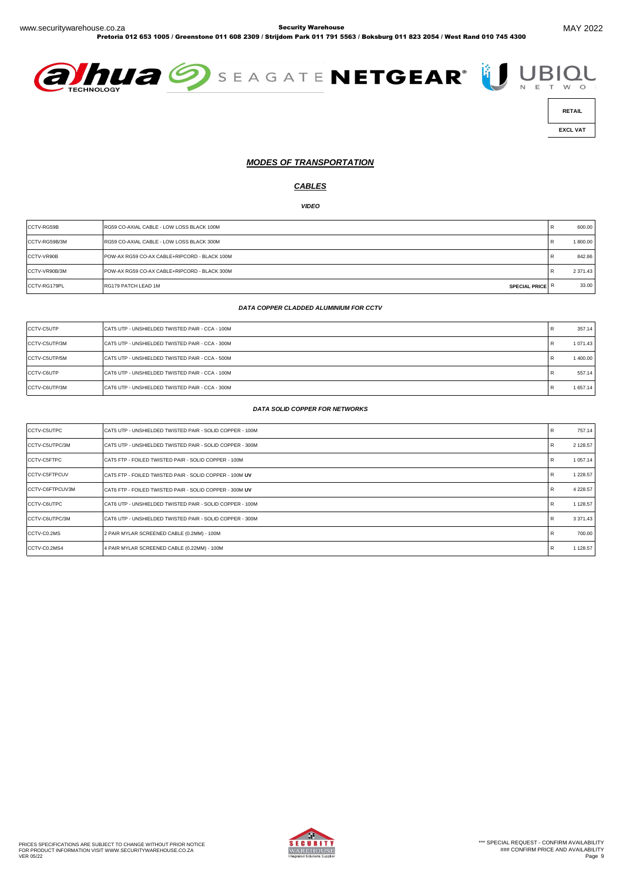| RETAIL |
|---|
| EXCL VAT |

## *MODES OF TRANSPORTATION*

### *CABLES*

#### *VIDEO*

| | | | |
|---|---|---|---|
| CCTV-RG59B | RG59 CO-AXIAL CABLE - LOW LOSS BLACK 100M | R | 600.00 |
| CCTV-RG59B/3M | RG59 CO-AXIAL CABLE - LOW LOSS BLACK 300M | R | 1 800.00 |
| CCTV-VR90B | POW-AX RG59 CO-AX CABLE+RIPCORD - BLACK 100M | R | 842.86 |
| CCTV-VR90B/3M | POW-AX RG59 CO-AX CABLE+RIPCORD - BLACK 300M | R | 2 371.43 |
| CCTV-RG179PL | RG179 PATCH LEAD 1M **SPECIAL PRICE** | R | 33.00 |

#### *DATA COPPER CLADDED ALUMINIUM FOR CCTV*

| | | | |
|---|---|---|---|
| CCTV-C5UTP | CAT5 UTP - UNSHIELDED TWISTED PAIR - CCA - 100M | R | 357.14 |
| CCTV-C5UTP/3M | CAT5 UTP - UNSHIELDED TWISTED PAIR - CCA - 300M | R | 1 071.43 |
| CCTV-C5UTP/5M | CAT5 UTP - UNSHIELDED TWISTED PAIR - CCA - 500M | R | 1 400.00 |
| CCTV-C6UTP | CAT6 UTP - UNSHIELDED TWISTED PAIR - CCA - 100M | R | 557.14 |
| CCTV-C6UTP/3M | CAT6 UTP - UNSHIELDED TWISTED PAIR - CCA - 300M | R | 1 657.14 |

#### *DATA SOLID COPPER FOR NETWORKS*

| | | | |
|---|---|---|---|
| CCTV-C5UTPC | CAT5 UTP - UNSHIELDED TWISTED PAIR - SOLID COPPER - 100M | R | 757.14 |
| CCTV-C5UTPC/3M | CAT5 UTP - UNSHIELDED TWISTED PAIR - SOLID COPPER - 300M | R | 2 128.57 |
| CCTV-C5FTPC | CAT5 FTP - FOILED TWISTED PAIR - SOLID COPPER - 100M | R | 1 057.14 |
| CCTV-C5FTPCUV | CAT5 FTP - FOILED TWISTED PAIR - SOLID COPPER - 100M **UV** | R | 1 228.57 |
| CCTV-C6FTPCUV3M | CAT6 FTP - FOILED TWISTED PAIR - SOLID COPPER - 300M **UV** | R | 4 228.57 |
| CCTV-C6UTPC | CAT6 UTP - UNSHIELDED TWISTED PAIR - SOLID COPPER - 100M | R | 1 128.57 |
| CCTV-C6UTPC/3M | CAT6 UTP - UNSHIELDED TWISTED PAIR - SOLID COPPER - 300M | R | 3 371.43 |
| CCTV-C0.2MS | 2 PAIR MYLAR SCREENED CABLE (0.2MM) - 100M | R | 700.00 |
| CCTV-C0.2MS4 | 4 PAIR MYLAR SCREENED CABLE (0.22MM) - 100M | R | 1 128.57 |

PRICES SPECIFICATIONS ARE SUBJECT TO CHANGE WITHOUT PRIOR NOTICE
FOR PRODUCT INFORMATION VISIT WWW.SECURITYWAREHOUSE.CO.ZA
VER 05/22

\*\*\* SPECIAL REQUEST - CONFIRM AVAILABILITY
### CONFIRM PRICE AND AVAILABILITY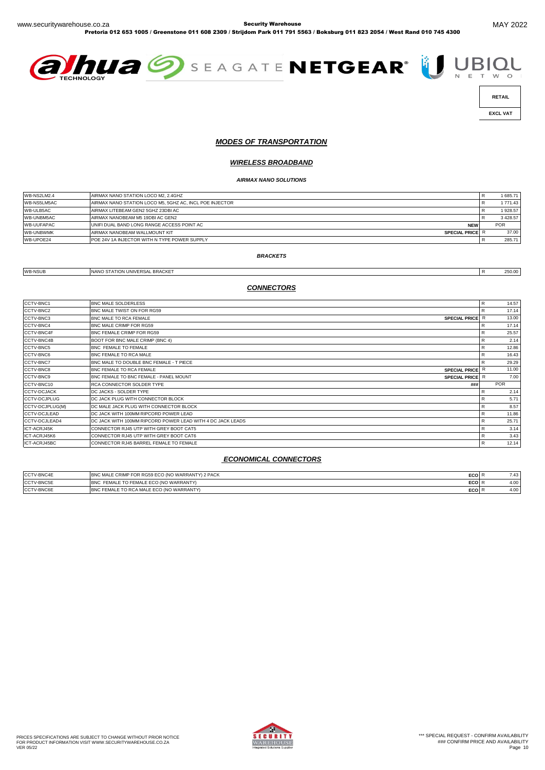RETAIL

EXCL VAT

## *MODES OF TRANSPORTATION*

### *WIRELESS BROADBAND*

#### *AIRMAX NANO SOLUTIONS*

| | | | | |
|---|---|---|---|---|
| WB-NS2LM2.4 | AIRMAX NANO STATION LOCO M2, 2.4GHZ | | R | 1 685.71 |
| WB-NS5LM5AC | AIRMAX NANO STATION LOCO M5, 5GHZ AC, INCL POE INJECTOR | | R | 1 771.43 |
| WB-ULB5AC | AIRMAX LITEBEAM GEN2 5GHZ 23DBI AC | | R | 1 928.57 |
| WB-UNBM5AC | AIRMAX NANOBEAM M5 19DBI AC GEN2 | | R | 3 428.57 |
| WB-UUFAPAC | UNIFI DUAL BAND LONG RANGE ACCESS POINT AC | **NEW** | | POR |
| WB-UNBWMK | AIRMAX NANOBEAM WALLMOUNT KIT | **SPECIAL PRICE** | R | 37.00 |
| WB-UPOE24 | POE 24V 1A INJECTOR WITH N TYPE POWER SUPPLY | | R | 285.71 |

#### *BRACKETS*

| | | | | |
|---|---|---|---|---|
| WB-NSUB | NANO STATION UNIVERSAL BRACKET | | R | 250.00 |

## *CONNECTORS*

| | | | | |
|---|---|---|---|---|
| CCTV-BNC1 | BNC MALE SOLDERLESS | | R | 14.57 |
| CCTV-BNC2 | BNC MALE TWIST ON FOR RG59 | | R | 17.14 |
| CCTV-BNC3 | BNC MALE TO RCA FEMALE | **SPECIAL PRICE** | R | 13.00 |
| CCTV-BNC4 | BNC MALE CRIMP FOR RG59 | | R | 17.14 |
| CCTV-BNC4F | BNC FEMALE CRIMP FOR RG59 | | R | 25.57 |
| CCTV-BNC4B | BOOT FOR BNC MALE CRIMP (BNC 4) | | R | 2.14 |
| CCTV-BNC5 | BNC FEMALE TO FEMALE | | R | 12.86 |
| CCTV-BNC6 | BNC FEMALE TO RCA MALE | | R | 16.43 |
| CCTV-BNC7 | BNC MALE TO DOUBLE BNC FEMALE - T PIECE | | R | 29.29 |
| CCTV-BNC8 | BNC FEMALE TO RCA FEMALE | **SPECIAL PRICE** | R | 11.00 |
| CCTV-BNC9 | BNC FEMALE TO BNC FEMALE - PANEL MOUNT | **SPECIAL PRICE** | R | 7.00 |
| CCTV-BNC10 | RCA CONNECTOR SOLDER TYPE | ### | | POR |
| CCTV-DCJACK | DC JACKS - SOLDER TYPE | | R | 2.14 |
| CCTV-DCJPLUG | DC JACK PLUG WITH CONNECTOR BLOCK | | R | 5.71 |
| CCTV-DCJPLUG(M) | DC MALE JACK PLUG WITH CONNECTOR BLOCK | | R | 8.57 |
| CCTV-DCJLEAD | DC JACK WITH 100MM RIPCORD POWER LEAD | | R | 11.86 |
| CCTV-DCJLEAD4 | DC JACK WITH 100MM RIPCORD POWER LEAD WITH 4 DC JACK LEADS | | R | 25.71 |
| ICT-ACRJ45K | CONNECTOR RJ45 UTP WITH GREY BOOT CAT5 | | R | 3.14 |
| ICT-ACRJ45K6 | CONNECTOR RJ45 UTP WITH GREY BOOT CAT6 | | R | 3.43 |
| ICT-ACRJ45BC | CONNECTOR RJ45 BARREL FEMALE TO FEMALE | | R | 12.14 |

## *ECONOMICAL CONNECTORS*

| | | | | |
|---|---|---|---|---|
| CCTV-BNC4E | BNC MALE CRIMP FOR RG59 ECO (NO WARRANTY) 2 PACK | **ECO** | R | 7.43 |
| CCTV-BNC5E | BNC FEMALE TO FEMALE ECO (NO WARRANTY) | **ECO** | R | 4.00 |
| CCTV-BNC6E | BNC FEMALE TO RCA MALE ECO (NO WARRANTY) | **ECO** | R | 4.00 |

PRICES SPECIFICATIONS ARE SUBJECT TO CHANGE WITHOUT PRIOR NOTICE
FOR PRODUCT INFORMATION VISIT WWW.SECURITYWAREHOUSE.CO.ZA
VER 05/22

\*\*\* SPECIAL REQUEST - CONFIRM AVAILABILITY
### CONFIRM PRICE AND AVAILABILITY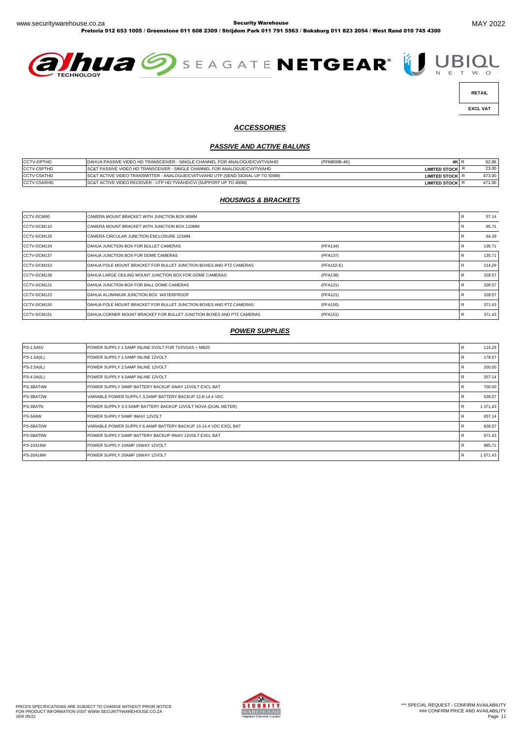RETAIL

EXCL VAT

## *ACCESSORIES*

### *PASSIVE AND ACTIVE BALUNS*

| | | | | | |
|---|---|---|---|---|---|
| CCTV-DPTHD | DAHUA PASSIVE VIDEO HD TRANSCEIVER - SINGLE CHANNEL FOR ANALOGUE/CVI/TVI/AHD | (PFM800B-4K) | 4K | R | 92.86 |
| CCTV-C5PTHD | SC&T PASSIVE VIDEO HD TRANSCEIVER - SINGLE CHANNEL FOR ANALOGUE/CVI/TVI/AHD | | LIMITED STOCK | R | 23.00 |
| CCTV-C5ATHD | SC&T ACTIVE VIDEO TRANSMITTER - ANALOGUE/CVI/TVI/AHD UTP (SEND SIGNAL UP TO 500M) | | LIMITED STOCK | R | 473.00 |
| CCTV-C5ARHD | SC&T ACTIVE VIDEO RECEIVER - UTP HD-TVI/AHD/CVI (SUPPORT UP TO 400M) | | LIMITED STOCK | R | 471.00 |

### *HOUSINGS & BRACKETS*

| | | | | |
|---|---|---|---|---|
| CCTV-DCM90 | CAMERA MOUNT BRACKET WITH JUNCTION BOX 90MM | | R | 57.14 |
| CCTV-DCM110 | CAMERA MOUNT BRACKET WITH JUNCTION BOX 110MM | | R | 85.71 |
| CCTV-DCM120 | CAMERA CIRCULAR JUNCTION ENCLOSURE 121MM | | R | 64.29 |
| CCTV-DCM134 | DAHUA JUNCTION BOX FOR BULLET CAMERAS | (PFA134) | R | 135.71 |
| CCTV-DCM137 | DAHUA JUNCTION BOX FOR DOME CAMERAS | (PFA137) | R | 135.71 |
| CCTV-DCM152 | DAHUA POLE MOUNT BRACKET FOR BULLET JUNCTION BOXES AND PTZ CAMERAS | (PFA152-E) | R | 214.29 |
| CCTV-DCM138 | DAHUA LARGE CEILING MOUNT JUNCTION BOX FOR DOME CAMERAS | (PFA138) | R | 328.57 |
| CCTV-DCM121 | DAHUA JUNCTION BOX FOR BALL DOME CAMERAS | (PFA121) | R | 328.57 |
| CCTV-DCM122 | DAHUA ALUMINIUM JUNCTION BOX WATERPROOF | (PFA121) | R | 328.57 |
| CCTV-DCM150 | DAHUA POLE MOUNT BRACKET FOR BULLET JUNCTION BOXES AND PTZ CAMERAS | (PFA150) | R | 371.43 |
| CCTV-DCM151 | DAHUA CORNER MOUNT BRACKET FOR BULLET JUNCTION BOXES AND PTZ CAMERAS | (PFA151) | R | 371.43 |

### *POWER SUPPLIES*

| | | | |
|---|---|---|---|
| PS-1.5A5V | POWER SUPPLY 1.5AMP INLINE 5VOLT FOR TV2VGAS + MB20 | R | 114.29 |
| PS-1.5A(IL) | POWER SUPPLY 1.5AMP INLINE 12VOLT | R | 178.57 |
| PS-2.5A(IL) | POWER SUPPLY 2.5AMP INLINE 12VOLT | R | 200.00 |
| PS-4.0A(IL) | POWER SUPPLY 4.0AMP INLINE 12VOLT | R | 257.14 |
| PS-3BAT4W | POWER SUPPLY 3AMP BATTERY BACKUP 4WAY 12VOLT EXCL BAT | R | 700.00 |
| PS-3BAT2W | VARIABLE POWER SUPPLY 3.2AMP BATTERY BACKUP 13.8-14.4 VDC | R | 528.57 |
| PS-3BATN | POWER SUPPLY 3-3.5AMP BATTERY BACKUP 12VOLT NOVA (DUAL METER) | R | 1 371.43 |
| PS-5A9W | POWER SUPPLY 5AMP 9WAY 12VOLT | R | 657.14 |
| PS-6BAT6W | VARIABLE POWER SUPPLY 6.4AMP BATTERY BACKUP 13-14.4 VDC EXCL BAT | R | 928.57 |
| PS-5BAT9W | POWER SUPPLY 5AMP BATTERY BACKUP 9WAY 12VOLT EXCL BAT | R | 971.43 |
| PS-10A16W | POWER SUPPLY 10AMP 16WAY 12VOLT | R | 985.71 |
| PS-20A18W | POWER SUPPLY 20AMP 18WAY 12VOLT | R | 1 071.43 |

PRICES SPECIFICATIONS ARE SUBJECT TO CHANGE WITHOUT PRIOR NOTICE
FOR PRODUCT INFORMATION VISIT WWW.SECURITYWAREHOUSE.CO.ZA
VER 05/22

*** SPECIAL REQUEST - CONFIRM AVAILABILITY
### CONFIRM PRICE AND AVAILABILITY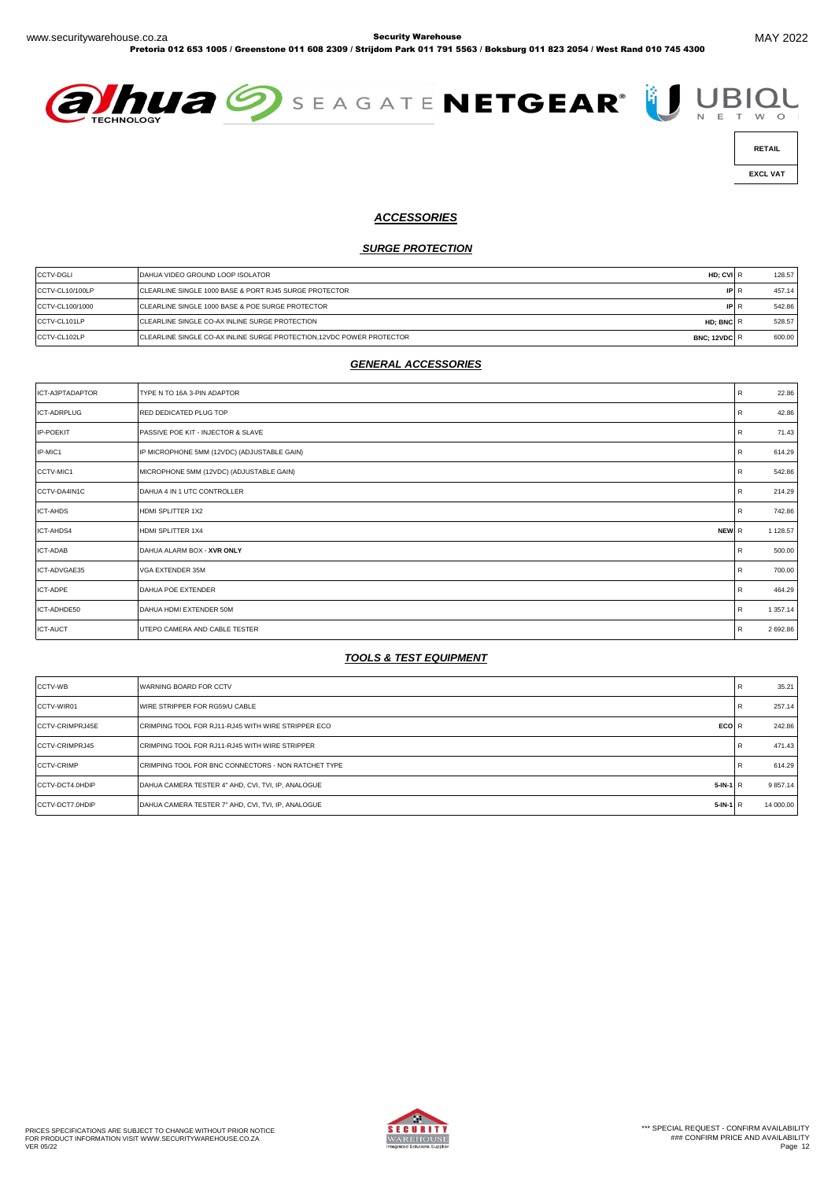| RETAIL |
|---|
| EXCL VAT |

## ***ACCESSORIES***

### ***SURGE PROTECTION***

| | | | | |
|---|---|---|---|---|
| CCTV-DGLI | DAHUA VIDEO GROUND LOOP ISOLATOR | **HD; CVI** | R | 128.57 |
| CCTV-CL10/100LP | CLEARLINE SINGLE 1000 BASE & PORT RJ45 SURGE PROTECTOR | **IP** | R | 457.14 |
| CCTV-CL100/1000 | CLEARLINE SINGLE 1000 BASE & POE SURGE PROTECTOR | **IP** | R | 542.86 |
| CCTV-CL101LP | CLEARLINE SINGLE CO-AX INLINE SURGE PROTECTION | **HD; BNC** | R | 528.57 |
| CCTV-CL102LP | CLEARLINE SINGLE CO-AX INLINE SURGE PROTECTION,12VDC POWER PROTECTOR | **BNC; 12VDC** | R | 600.00 |

### ***GENERAL ACCESSORIES***

| | | | | |
|---|---|---|---|---|
| ICT-A3PTADAPTOR | TYPE N TO 16A 3-PIN ADAPTOR | | R | 22.86 |
| ICT-ADRPLUG | RED DEDICATED PLUG TOP | | R | 42.86 |
| IP-POEKIT | PASSIVE POE KIT - INJECTOR & SLAVE | | R | 71.43 |
| IP-MIC1 | IP MICROPHONE 5MM (12VDC) (ADJUSTABLE GAIN) | | R | 614.29 |
| CCTV-MIC1 | MICROPHONE 5MM (12VDC) (ADJUSTABLE GAIN) | | R | 542.86 |
| CCTV-DA4IN1C | DAHUA 4 IN 1 UTC CONTROLLER | | R | 214.29 |
| ICT-AHDS | HDMI SPLITTER 1X2 | | R | 742.86 |
| ICT-AHDS4 | HDMI SPLITTER 1X4 | **NEW** | R | 1 128.57 |
| ICT-ADAB | DAHUA ALARM BOX - **XVR ONLY** | | R | 500.00 |
| ICT-ADVGAE35 | VGA EXTENDER 35M | | R | 700.00 |
| ICT-ADPE | DAHUA POE EXTENDER | | R | 464.29 |
| ICT-ADHDE50 | DAHUA HDMI EXTENDER 50M | | R | 1 357.14 |
| ICT-AUCT | UTEPO CAMERA AND CABLE TESTER | | R | 2 692.86 |

### ***TOOLS & TEST EQUIPMENT***

| | | | | |
|---|---|---|---|---|
| CCTV-WB | WARNING BOARD FOR CCTV | | R | 35.21 |
| CCTV-WIR01 | WIRE STRIPPER FOR RG59/U CABLE | | R | 257.14 |
| CCTV-CRIMPRJ45E | CRIMPING TOOL FOR RJ11-RJ45 WITH WIRE STRIPPER ECO | **ECO** | R | 242.86 |
| CCTV-CRIMPRJ45 | CRIMPING TOOL FOR RJ11-RJ45 WITH WIRE STRIPPER | | R | 471.43 |
| CCTV-CRIMP | CRIMPING TOOL FOR BNC CONNECTORS - NON RATCHET TYPE | | R | 614.29 |
| CCTV-DCT4.0HDIP | DAHUA CAMERA TESTER 4" AHD, CVI, TVI, IP, ANALOGUE | **5-IN-1** | R | 9 857.14 |
| CCTV-DCT7.0HDIP | DAHUA CAMERA TESTER 7" AHD, CVI, TVI, IP, ANALOGUE | **5-IN-1** | R | 14 000.00 |

PRICES SPECIFICATIONS ARE SUBJECT TO CHANGE WITHOUT PRIOR NOTICE
FOR PRODUCT INFORMATION VISIT WWW.SECURITYWAREHOUSE.CO.ZA
VER 05/22

\*\*\* SPECIAL REQUEST - CONFIRM AVAILABILITY
### CONFIRM PRICE AND AVAILABILITY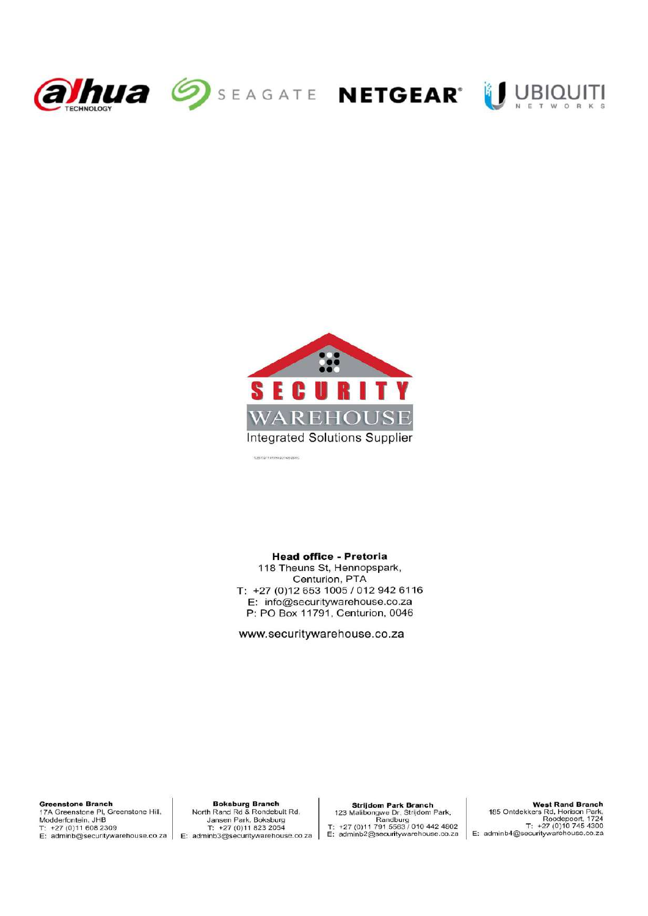SECURITY WAREHOUSE

Integrated Solutions Supplier

**Head office - Pretoria**
118 Theuns St, Hennopspark,
Centurion, PTA
T: +27 (0)12 653 1005 / 012 942 6116
E: info@securitywarehouse.co.za
P: PO Box 11791, Centurion, 0046

www.securitywarehouse.co.za

**Greenstone Branch**
17A Greenstone Pl, Greenstone Hill,
Modderfontein, JHB
T: +27 (0)11 608 2309
E: adminb@securitywarehouse.co.za

**Boksburg Branch**
North Rand Rd & Rondebult Rd,
Jansen Park, Boksburg
T: +27 (0)11 823 2054
E: adminb3@securitywarehouse.co.za

**Strijdom Park Branch**
123 Malibongwe Dr, Strijdom Park,
Randburg
T: +27 (0)11 791 5563 / 010 442 4802
E: adminb2@securitywarehouse.co.za

**West Rand Branch**
185 Ontdekkers Rd, Horison Park,
Roodepoort, 1724
T: +27 (0)10 745 4300
E: adminb4@securitywarehouse.co.za